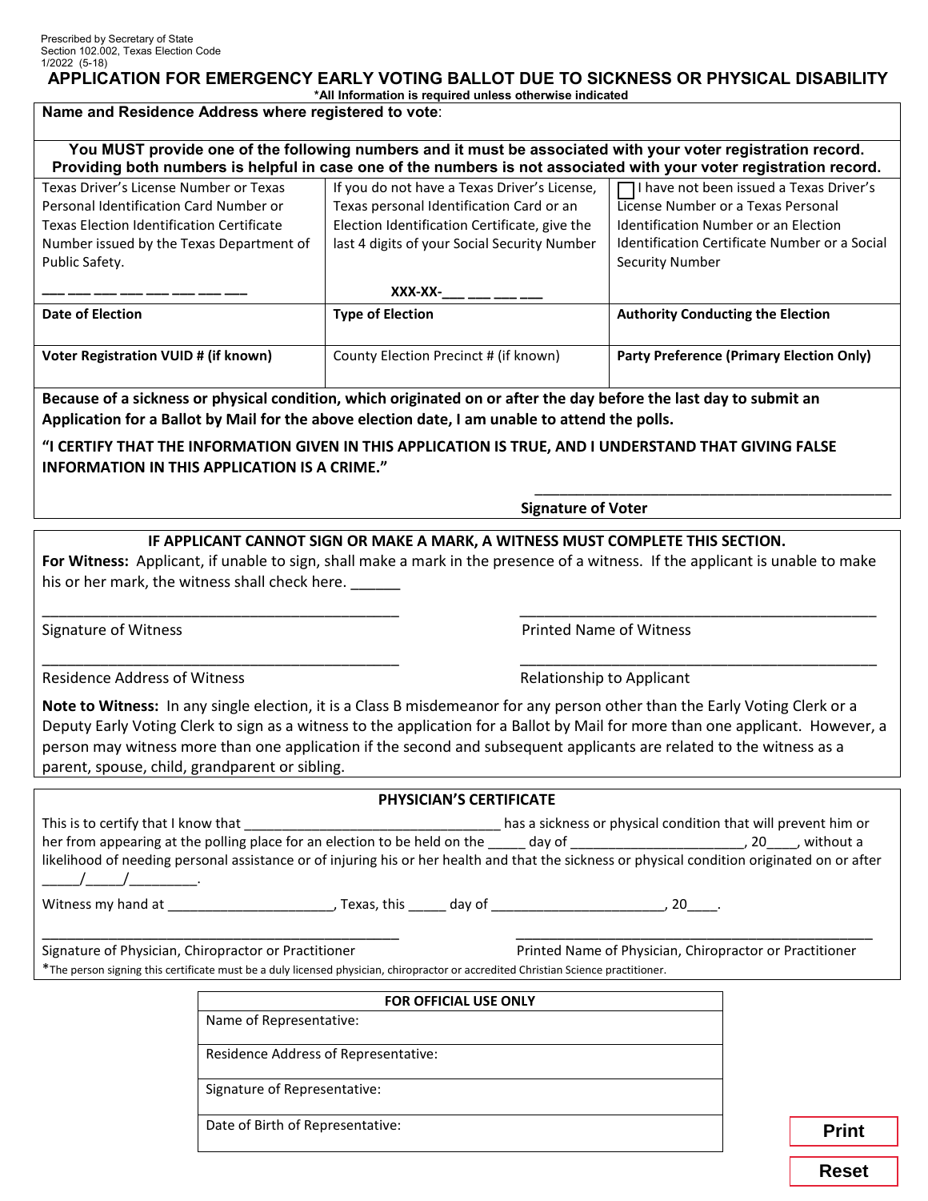Prescribed by Secretary of State
Section 102.002, Texas Election Code
1/2022 (5-18)

# APPLICATION FOR EMERGENCY EARLY VOTING BALLOT DUE TO SICKNESS OR PHYSICAL DISABILITY

*All Information is required unless otherwise indicated

**Name and Residence Address where registered to vote**:

**You MUST provide one of the following numbers and it must be associated with your voter registration record. Providing both numbers is helpful in case one of the numbers is not associated with your voter registration record.**

| Texas Driver's License Number or Texas Personal Identification Card Number or Texas Election Identification Certificate Number issued by the Texas Department of Public Safety. ___ ___ ___ ___ ___ ___ ___ ___ | If you do not have a Texas Driver's License, Texas personal Identification Card or an Election Identification Certificate, give the last 4 digits of your Social Security Number **XXX-XX-___ ___ ___ ___** | ☐ I have not been issued a Texas Driver's License Number or a Texas Personal Identification Number or an Election Identification Certificate Number or a Social Security Number |
|---|---|---|
| **Date of Election** | **Type of Election** | **Authority Conducting the Election** |
| **Voter Registration VUID # (if known)** | County Election Precinct # (if known) | **Party Preference (Primary Election Only)** |

**Because of a sickness or physical condition, which originated on or after the day before the last day to submit an Application for a Ballot by Mail for the above election date, I am unable to attend the polls.**

**"I CERTIFY THAT THE INFORMATION GIVEN IN THIS APPLICATION IS TRUE, AND I UNDERSTAND THAT GIVING FALSE INFORMATION IN THIS APPLICATION IS A CRIME."**

_____________________________________________
**Signature of Voter**

**IF APPLICANT CANNOT SIGN OR MAKE A MARK, A WITNESS MUST COMPLETE THIS SECTION.**

**For Witness:** Applicant, if unable to sign, shall make a mark in the presence of a witness. If the applicant is unable to make his or her mark, the witness shall check here. ______

_____________________________________________
Signature of Witness

_____________________________________________
Printed Name of Witness

_____________________________________________
Residence Address of Witness

_____________________________________________
Relationship to Applicant

**Note to Witness:** In any single election, it is a Class B misdemeanor for any person other than the Early Voting Clerk or a Deputy Early Voting Clerk to sign as a witness to the application for a Ballot by Mail for more than one applicant. However, a person may witness more than one application if the second and subsequent applicants are related to the witness as a parent, spouse, child, grandparent or sibling.

**PHYSICIAN'S CERTIFICATE**

This is to certify that I know that ______________________________ has a sickness or physical condition that will prevent him or her from appearing at the polling place for an election to be held on the _____ day of ______________________, 20____, without a likelihood of needing personal assistance or of injuring his or her health and that the sickness or physical condition originated on or after _____/_____/_________.

Witness my hand at _____________________, Texas, this _____ day of ______________________, 20____.

_____________________________________________
Signature of Physician, Chiropractor or Practitioner

_____________________________________________
Printed Name of Physician, Chiropractor or Practitioner

*The person signing this certificate must be a duly licensed physician, chiropractor or accredited Christian Science practitioner.

| **FOR OFFICIAL USE ONLY** |
|---|
| Name of Representative: |
| Residence Address of Representative: |
| Signature of Representative: |
| Date of Birth of Representative: |

Print

Reset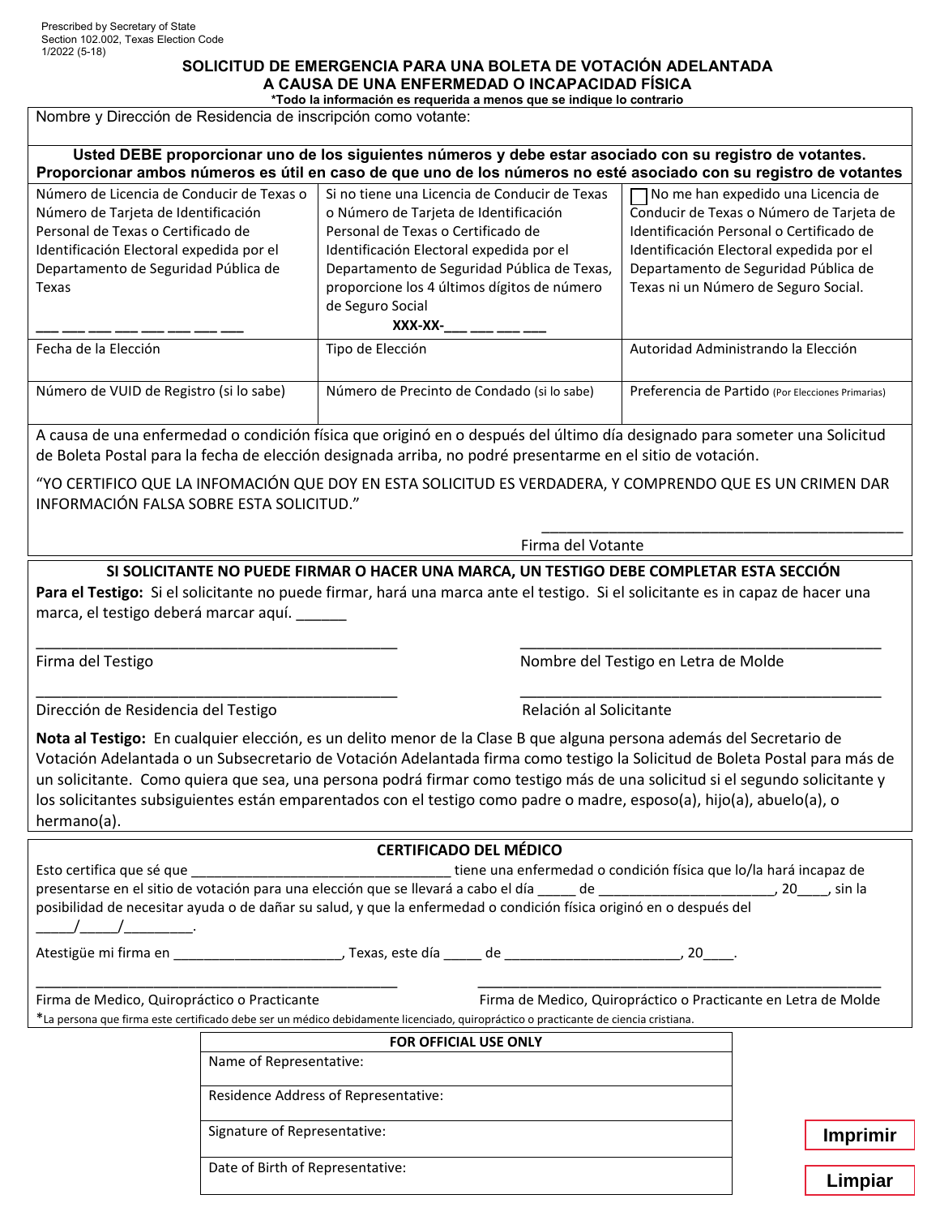Prescribed by Secretary of State
Section 102.002, Texas Election Code
1/2022 (5-18)

# SOLICITUD DE EMERGENCIA PARA UNA BOLETA DE VOTACIÓN ADELANTADA A CAUSA DE UNA ENFERMEDAD O INCAPACIDAD FÍSICA

***Todo la información es requerida a menos que se indique lo contrario**

Nombre y Dirección de Residencia de inscripción como votante:

**Usted DEBE proporcionar uno de los siguientes números y debe estar asociado con su registro de votantes. Proporcionar ambos números es útil en caso de que uno de los números no esté asociado con su registro de votantes**

| | | |
|---|---|---|
| Número de Licencia de Conducir de Texas o Número de Tarjeta de Identificación Personal de Texas o Certificado de Identificación Electoral expedida por el Departamento de Seguridad Pública de Texas<br>___ ___ ___ ___ ___ ___ ___ ___ | Si no tiene una Licencia de Conducir de Texas o Número de Tarjeta de Identificación Personal de Texas o Certificado de Identificación Electoral expedida por el Departamento de Seguridad Pública de Texas, proporcione los 4 últimos dígitos de número de Seguro Social<br>**XXX-XX-**___ ___ ___ ___ | ☐ No me han expedido una Licencia de Conducir de Texas o Número de Tarjeta de Identificación Personal o Certificado de Identificación Electoral expedida por el Departamento de Seguridad Pública de Texas ni un Número de Seguro Social. |
| Fecha de la Elección | Tipo de Elección | Autoridad Administrando la Elección |
| Número de VUID de Registro (si lo sabe) | Número de Precinto de Condado (si lo sabe) | Preferencia de Partido (Por Elecciones Primarias) |

A causa de una enfermedad o condición física que originó en o después del último día designado para someter una Solicitud de Boleta Postal para la fecha de elección designada arriba, no podré presentarme en el sitio de votación.

"YO CERTIFICO QUE LA INFOMACIÓN QUE DOY EN ESTA SOLICITUD ES VERDADERA, Y COMPRENDO QUE ES UN CRIMEN DAR INFORMACIÓN FALSA SOBRE ESTA SOLICITUD."

_____________________________________________
Firma del Votante

## SI SOLICITANTE NO PUEDE FIRMAR O HACER UNA MARCA, UN TESTIGO DEBE COMPLETAR ESTA SECCIÓN

**Para el Testigo:** Si el solicitante no puede firmar, hará una marca ante el testigo. Si el solicitante es in capaz de hacer una marca, el testigo deberá marcar aquí. ______

_____________________________________________
Firma del Testigo

_____________________________________________
Nombre del Testigo en Letra de Molde

_____________________________________________
Dirección de Residencia del Testigo

_____________________________________________
Relación al Solicitante

**Nota al Testigo:** En cualquier elección, es un delito menor de la Clase B que alguna persona además del Secretario de Votación Adelantada o un Subsecretario de Votación Adelantada firma como testigo la Solicitud de Boleta Postal para más de un solicitante. Como quiera que sea, una persona podrá firmar como testigo más de una solicitud si el segundo solicitante y los solicitantes subsiguientes están emparentados con el testigo como padre o madre, esposo(a), hijo(a), abuelo(a), o hermano(a).

## CERTIFICADO DEL MÉDICO

Esto certifica que sé que __________________________________ tiene una enfermedad o condición física que lo/la hará incapaz de presentarse en el sitio de votación para una elección que se llevará a cabo el día _____ de _______________________, 20____, sin la posibilidad de necesitar ayuda o de dañar su salud, y que la enfermedad o condición física originó en o después del _____/_____/_________.

Atestigüe mi firma en ______________________, Texas, este día _____ de _______________________, 20____.

_____________________________________________
Firma de Medico, Quiropráctico o Practicante

_____________________________________________
Firma de Medico, Quiropráctico o Practicante en Letra de Molde

*La persona que firma este certificado debe ser un médico debidamente licenciado, quiropráctico o practicante de ciencia cristiana.

| FOR OFFICIAL USE ONLY |
|---|
| Name of Representative: |
| Residence Address of Representative: |
| Signature of Representative: |
| Date of Birth of Representative: |

Imprimir

Limpiar